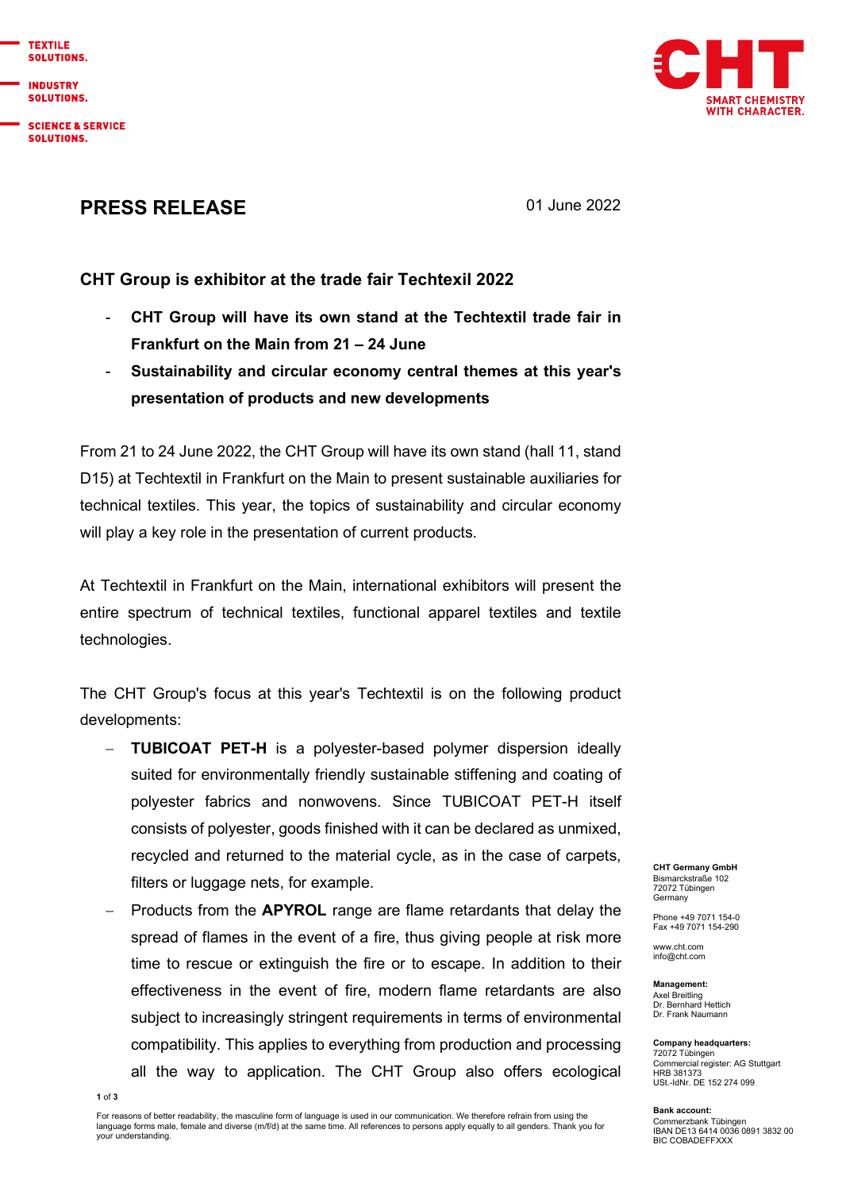TEXTILE SOLUTIONS.

INDUSTRY SOLUTIONS.

SCIENCE & SERVICE SOLUTIONS.

CHT
SMART CHEMISTRY WITH CHARACTER.

# PRESS RELEASE

01 June 2022

## CHT Group is exhibitor at the trade fair Techtexil 2022

- **CHT Group will have its own stand at the Techtextil trade fair in Frankfurt on the Main from 21 – 24 June**
- **Sustainability and circular economy central themes at this year's presentation of products and new developments**

From 21 to 24 June 2022, the CHT Group will have its own stand (hall 11, stand D15) at Techtextil in Frankfurt on the Main to present sustainable auxiliaries for technical textiles. This year, the topics of sustainability and circular economy will play a key role in the presentation of current products.

At Techtextil in Frankfurt on the Main, international exhibitors will present the entire spectrum of technical textiles, functional apparel textiles and textile technologies.

The CHT Group's focus at this year's Techtextil is on the following product developments:

- **TUBICOAT PET-H** is a polyester-based polymer dispersion ideally suited for environmentally friendly sustainable stiffening and coating of polyester fabrics and nonwovens. Since TUBICOAT PET-H itself consists of polyester, goods finished with it can be declared as unmixed, recycled and returned to the material cycle, as in the case of carpets, filters or luggage nets, for example.
- Products from the **APYROL** range are flame retardants that delay the spread of flames in the event of a fire, thus giving people at risk more time to rescue or extinguish the fire or to escape. In addition to their effectiveness in the event of fire, modern flame retardants are also subject to increasingly stringent requirements in terms of environmental compatibility. This applies to everything from production and processing all the way to application. The CHT Group also offers ecological

For reasons of better readability, the masculine form of language is used in our communication. We therefore refrain from using the language forms male, female and diverse (m/f/d) at the same time. All references to persons apply equally to all genders. Thank you for your understanding.

**CHT Germany GmbH**
Bismarckstraße 102
72072 Tübingen
Germany

Phone +49 7071 154-0
Fax +49 7071 154-290

www.cht.com
info@cht.com

**Management:**
Axel Breitling
Dr. Bernhard Hettich
Dr. Frank Naumann

**Company headquarters:**
72072 Tübingen
Commercial register: AG Stuttgart
HRB 381373
USt.-IdNr. DE 152 274 099

**Bank account:**
Commerzbank Tübingen
IBAN DE13 6414 0036 0891 3832 00
BIC COBADEFFXXX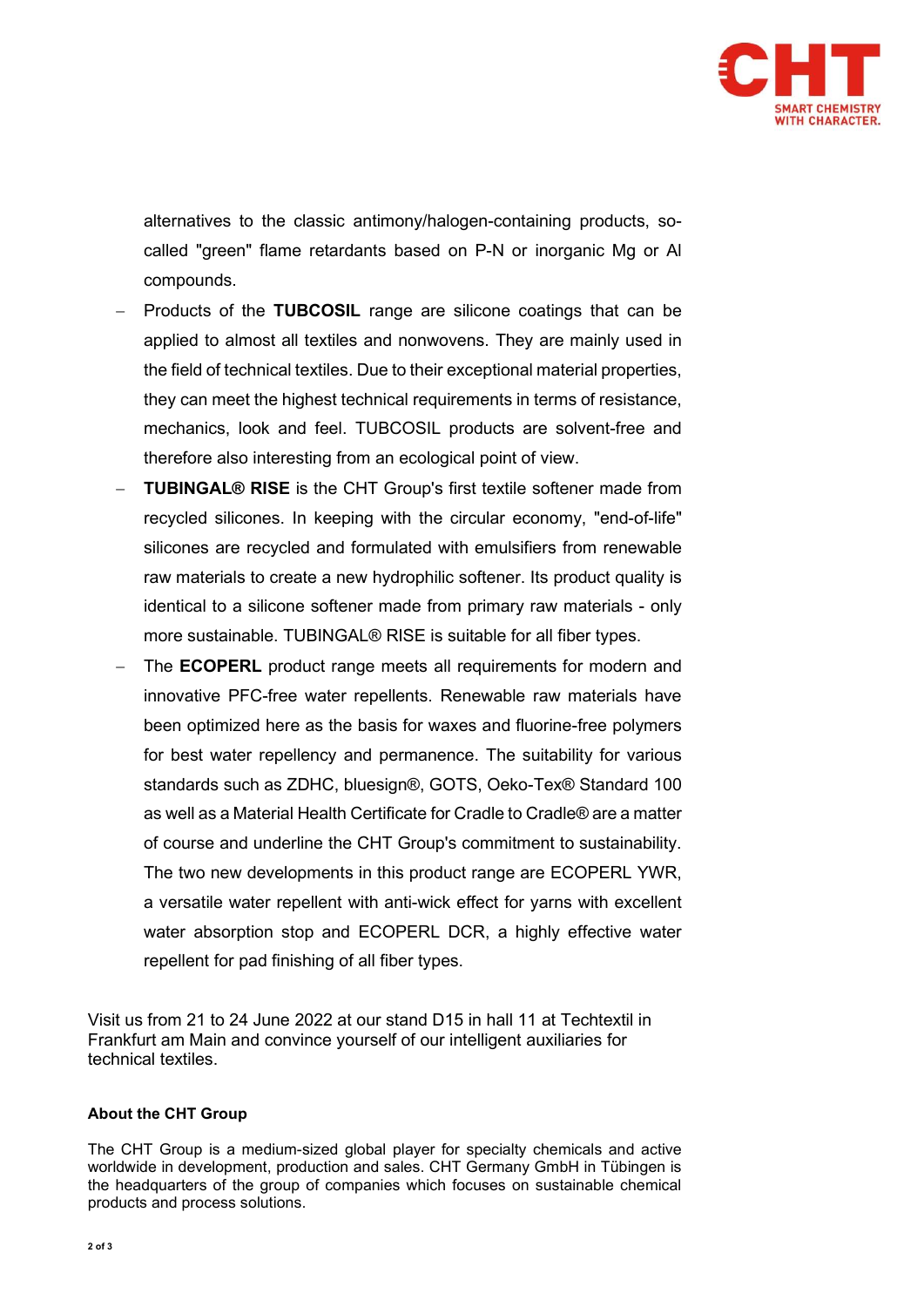alternatives to the classic antimony/halogen-containing products, so-called "green" flame retardants based on P-N or inorganic Mg or Al compounds.

- Products of the **TUBCOSIL** range are silicone coatings that can be applied to almost all textiles and nonwovens. They are mainly used in the field of technical textiles. Due to their exceptional material properties, they can meet the highest technical requirements in terms of resistance, mechanics, look and feel. TUBCOSIL products are solvent-free and therefore also interesting from an ecological point of view.
- **TUBINGAL® RISE** is the CHT Group's first textile softener made from recycled silicones. In keeping with the circular economy, "end-of-life" silicones are recycled and formulated with emulsifiers from renewable raw materials to create a new hydrophilic softener. Its product quality is identical to a silicone softener made from primary raw materials - only more sustainable. TUBINGAL® RISE is suitable for all fiber types.
- The **ECOPERL** product range meets all requirements for modern and innovative PFC-free water repellents. Renewable raw materials have been optimized here as the basis for waxes and fluorine-free polymers for best water repellency and permanence. The suitability for various standards such as ZDHC, bluesign®, GOTS, Oeko-Tex® Standard 100 as well as a Material Health Certificate for Cradle to Cradle® are a matter of course and underline the CHT Group's commitment to sustainability. The two new developments in this product range are ECOPERL YWR, a versatile water repellent with anti-wick effect for yarns with excellent water absorption stop and ECOPERL DCR, a highly effective water repellent for pad finishing of all fiber types.

Visit us from 21 to 24 June 2022 at our stand D15 in hall 11 at Techtextil in Frankfurt am Main and convince yourself of our intelligent auxiliaries for technical textiles.

**About the CHT Group**

The CHT Group is a medium-sized global player for specialty chemicals and active worldwide in development, production and sales. CHT Germany GmbH in Tübingen is the headquarters of the group of companies which focuses on sustainable chemical products and process solutions.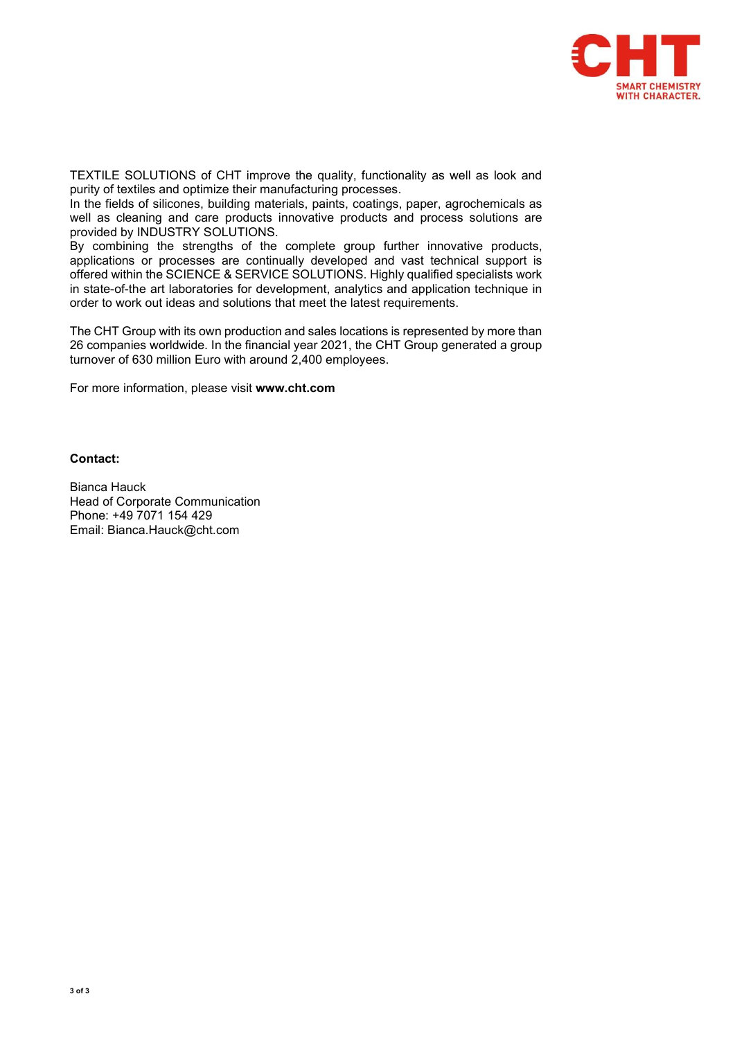TEXTILE SOLUTIONS of CHT improve the quality, functionality as well as look and purity of textiles and optimize their manufacturing processes.
In the fields of silicones, building materials, paints, coatings, paper, agrochemicals as well as cleaning and care products innovative products and process solutions are provided by INDUSTRY SOLUTIONS.
By combining the strengths of the complete group further innovative products, applications or processes are continually developed and vast technical support is offered within the SCIENCE & SERVICE SOLUTIONS. Highly qualified specialists work in state-of-the art laboratories for development, analytics and application technique in order to work out ideas and solutions that meet the latest requirements.

The CHT Group with its own production and sales locations is represented by more than 26 companies worldwide. In the financial year 2021, the CHT Group generated a group turnover of 630 million Euro with around 2,400 employees.

For more information, please visit **www.cht.com**

**Contact:**

Bianca Hauck
Head of Corporate Communication
Phone: +49 7071 154 429
Email: Bianca.Hauck@cht.com